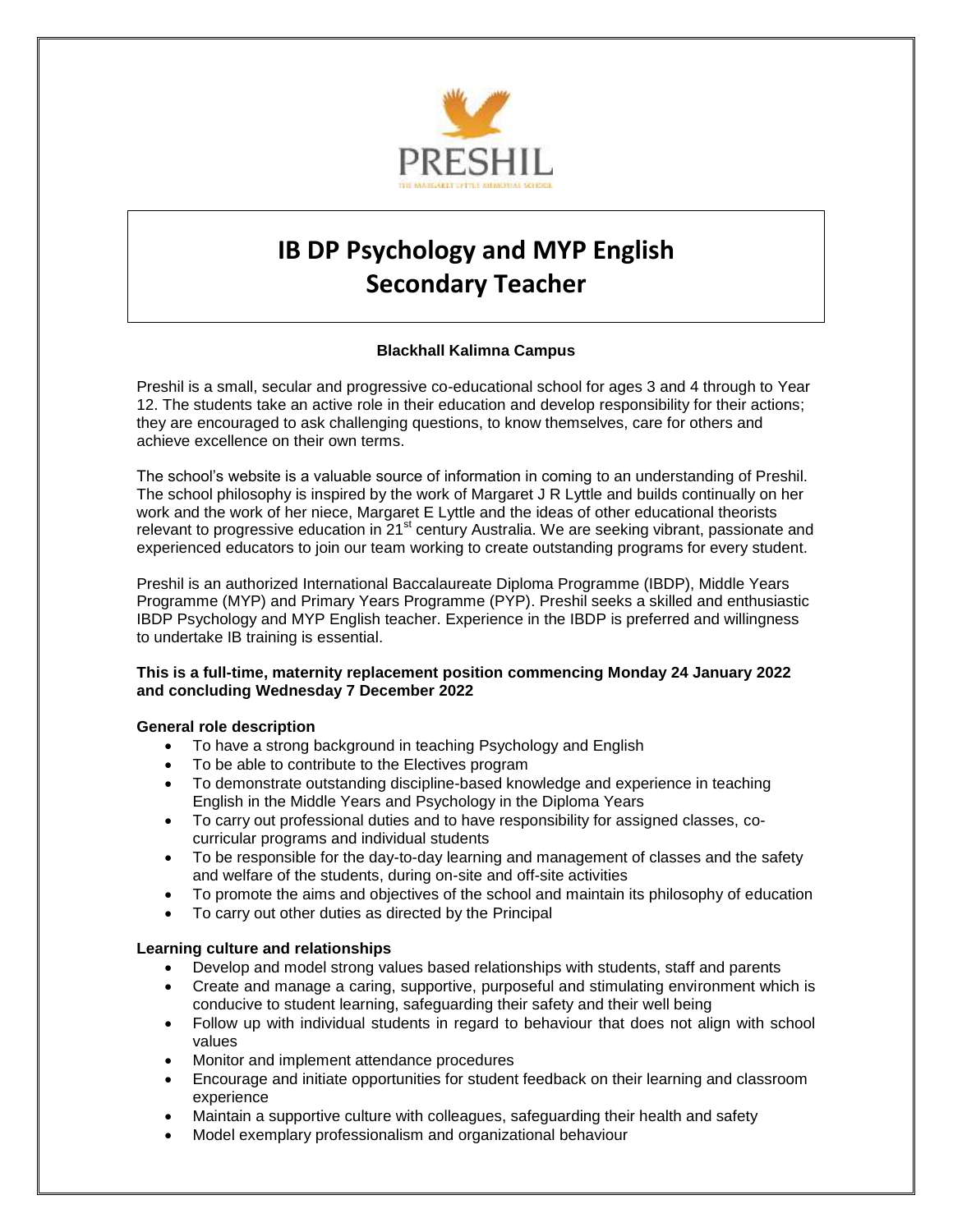# IB DP Psychology and MYP English Secondary Teacher

**Blackhall Kalimna Campus**

Preshil is a small, secular and progressive co-educational school for ages 3 and 4 through to Year 12. The students take an active role in their education and develop responsibility for their actions; they are encouraged to ask challenging questions, to know themselves, care for others and achieve excellence on their own terms.

The school's website is a valuable source of information in coming to an understanding of Preshil. The school philosophy is inspired by the work of Margaret J R Lyttle and builds continually on her work and the work of her niece, Margaret E Lyttle and the ideas of other educational theorists relevant to progressive education in 21st century Australia. We are seeking vibrant, passionate and experienced educators to join our team working to create outstanding programs for every student.

Preshil is an authorized International Baccalaureate Diploma Programme (IBDP), Middle Years Programme (MYP) and Primary Years Programme (PYP). Preshil seeks a skilled and enthusiastic IBDP Psychology and MYP English teacher. Experience in the IBDP is preferred and willingness to undertake IB training is essential.

**This is a full-time, maternity replacement position commencing Monday 24 January 2022 and concluding Wednesday 7 December 2022**

**General role description**

- To have a strong background in teaching Psychology and English
- To be able to contribute to the Electives program
- To demonstrate outstanding discipline-based knowledge and experience in teaching English in the Middle Years and Psychology in the Diploma Years
- To carry out professional duties and to have responsibility for assigned classes, co-curricular programs and individual students
- To be responsible for the day-to-day learning and management of classes and the safety and welfare of the students, during on-site and off-site activities
- To promote the aims and objectives of the school and maintain its philosophy of education
- To carry out other duties as directed by the Principal

**Learning culture and relationships**

- Develop and model strong values based relationships with students, staff and parents
- Create and manage a caring, supportive, purposeful and stimulating environment which is conducive to student learning, safeguarding their safety and their well being
- Follow up with individual students in regard to behaviour that does not align with school values
- Monitor and implement attendance procedures
- Encourage and initiate opportunities for student feedback on their learning and classroom experience
- Maintain a supportive culture with colleagues, safeguarding their health and safety
- Model exemplary professionalism and organizational behaviour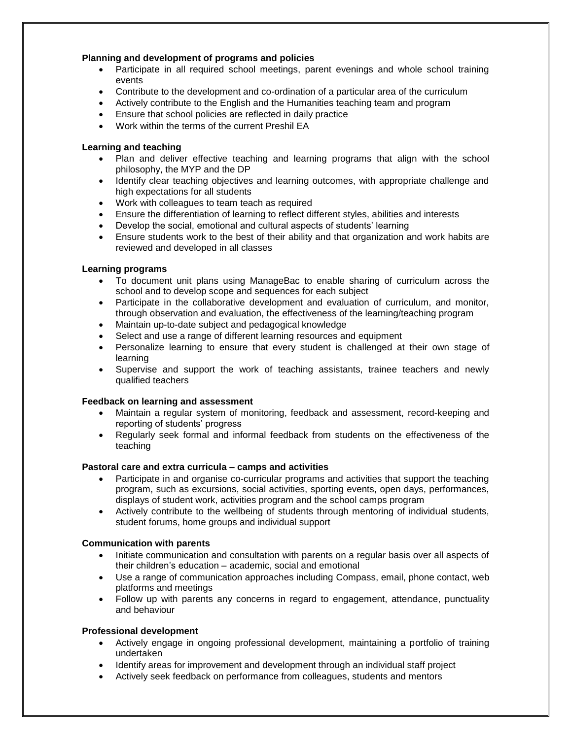**Planning and development of programs and policies**

- Participate in all required school meetings, parent evenings and whole school training events
- Contribute to the development and co-ordination of a particular area of the curriculum
- Actively contribute to the English and the Humanities teaching team and program
- Ensure that school policies are reflected in daily practice
- Work within the terms of the current Preshil EA

**Learning and teaching**

- Plan and deliver effective teaching and learning programs that align with the school philosophy, the MYP and the DP
- Identify clear teaching objectives and learning outcomes, with appropriate challenge and high expectations for all students
- Work with colleagues to team teach as required
- Ensure the differentiation of learning to reflect different styles, abilities and interests
- Develop the social, emotional and cultural aspects of students' learning
- Ensure students work to the best of their ability and that organization and work habits are reviewed and developed in all classes

**Learning programs**

- To document unit plans using ManageBac to enable sharing of curriculum across the school and to develop scope and sequences for each subject
- Participate in the collaborative development and evaluation of curriculum, and monitor, through observation and evaluation, the effectiveness of the learning/teaching program
- Maintain up-to-date subject and pedagogical knowledge
- Select and use a range of different learning resources and equipment
- Personalize learning to ensure that every student is challenged at their own stage of learning
- Supervise and support the work of teaching assistants, trainee teachers and newly qualified teachers

**Feedback on learning and assessment**

- Maintain a regular system of monitoring, feedback and assessment, record-keeping and reporting of students' progress
- Regularly seek formal and informal feedback from students on the effectiveness of the teaching

**Pastoral care and extra curricula – camps and activities**

- Participate in and organise co-curricular programs and activities that support the teaching program, such as excursions, social activities, sporting events, open days, performances, displays of student work, activities program and the school camps program
- Actively contribute to the wellbeing of students through mentoring of individual students, student forums, home groups and individual support

**Communication with parents**

- Initiate communication and consultation with parents on a regular basis over all aspects of their children's education – academic, social and emotional
- Use a range of communication approaches including Compass, email, phone contact, web platforms and meetings
- Follow up with parents any concerns in regard to engagement, attendance, punctuality and behaviour

**Professional development**

- Actively engage in ongoing professional development, maintaining a portfolio of training undertaken
- Identify areas for improvement and development through an individual staff project
- Actively seek feedback on performance from colleagues, students and mentors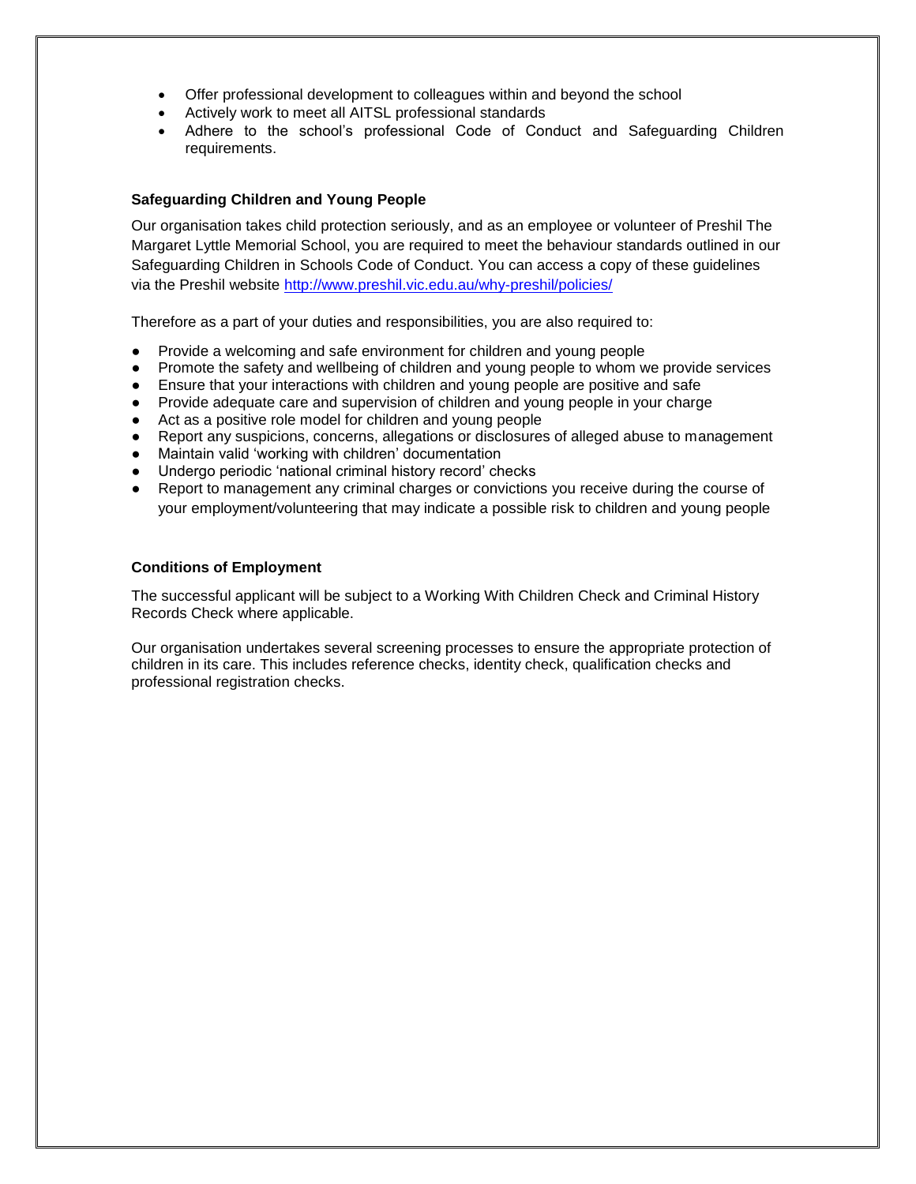- Offer professional development to colleagues within and beyond the school
- Actively work to meet all AITSL professional standards
- Adhere to the school's professional Code of Conduct and Safeguarding Children requirements.

**Safeguarding Children and Young People**

Our organisation takes child protection seriously, and as an employee or volunteer of Preshil The Margaret Lyttle Memorial School, you are required to meet the behaviour standards outlined in our Safeguarding Children in Schools Code of Conduct. You can access a copy of these guidelines via the Preshil website http://www.preshil.vic.edu.au/why-preshil/policies/

Therefore as a part of your duties and responsibilities, you are also required to:

- Provide a welcoming and safe environment for children and young people
- Promote the safety and wellbeing of children and young people to whom we provide services
- Ensure that your interactions with children and young people are positive and safe
- Provide adequate care and supervision of children and young people in your charge
- Act as a positive role model for children and young people
- Report any suspicions, concerns, allegations or disclosures of alleged abuse to management
- Maintain valid 'working with children' documentation
- Undergo periodic 'national criminal history record' checks
- Report to management any criminal charges or convictions you receive during the course of your employment/volunteering that may indicate a possible risk to children and young people

**Conditions of Employment**

The successful applicant will be subject to a Working With Children Check and Criminal History Records Check where applicable.

Our organisation undertakes several screening processes to ensure the appropriate protection of children in its care. This includes reference checks, identity check, qualification checks and professional registration checks.